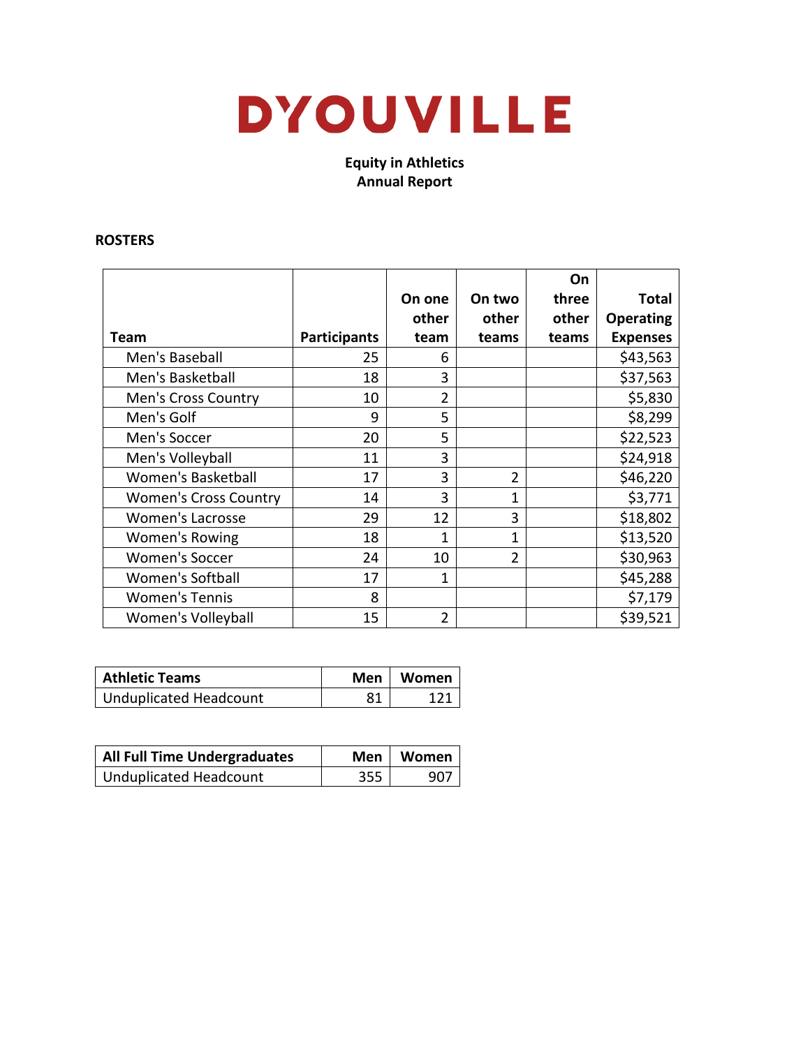# DYOUVILLE

**Equity in Athletics**
**Annual Report**

## ROSTERS

| Team | Participants | On one other team | On two other teams | On three other teams | Total Operating Expenses |
|---|---|---|---|---|---|
| Men's Baseball | 25 | 6 | | | $43,563 |
| Men's Basketball | 18 | 3 | | | $37,563 |
| Men's Cross Country | 10 | 2 | | | $5,830 |
| Men's Golf | 9 | 5 | | | $8,299 |
| Men's Soccer | 20 | 5 | | | $22,523 |
| Men's Volleyball | 11 | 3 | | | $24,918 |
| Women's Basketball | 17 | 3 | 2 | | $46,220 |
| Women's Cross Country | 14 | 3 | 1 | | $3,771 |
| Women's Lacrosse | 29 | 12 | 3 | | $18,802 |
| Women's Rowing | 18 | 1 | 1 | | $13,520 |
| Women's Soccer | 24 | 10 | 2 | | $30,963 |
| Women's Softball | 17 | 1 | | | $45,288 |
| Women's Tennis | 8 | | | | $7,179 |
| Women's Volleyball | 15 | 2 | | | $39,521 |

| Athletic Teams | Men | Women |
|---|---|---|
| Unduplicated Headcount | 81 | 121 |

| All Full Time Undergraduates | Men | Women |
|---|---|---|
| Unduplicated Headcount | 355 | 907 |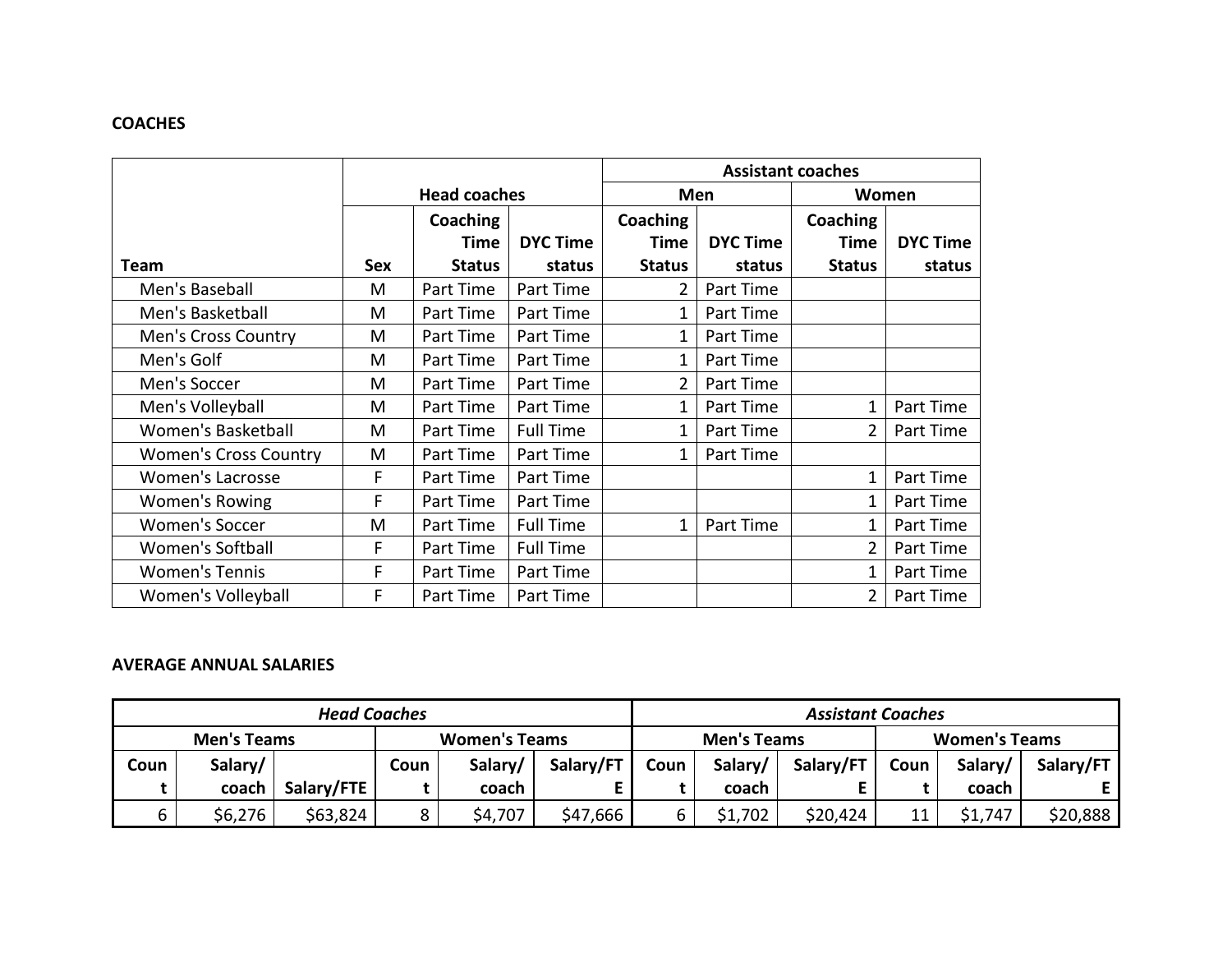**COACHES**

| Team | Head coaches | | | Assistant coaches | | | |
|---|---|---|---|---|---|---|---|
| | | | | Men | | Women | |
| | Sex | Coaching Time Status | DYC Time status | Coaching Time Status | DYC Time status | Coaching Time Status | DYC Time status |
| Men's Baseball | M | Part Time | Part Time | 2 | Part Time | | |
| Men's Basketball | M | Part Time | Part Time | 1 | Part Time | | |
| Men's Cross Country | M | Part Time | Part Time | 1 | Part Time | | |
| Men's Golf | M | Part Time | Part Time | 1 | Part Time | | |
| Men's Soccer | M | Part Time | Part Time | 2 | Part Time | | |
| Men's Volleyball | M | Part Time | Part Time | 1 | Part Time | 1 | Part Time |
| Women's Basketball | M | Part Time | Full Time | 1 | Part Time | 2 | Part Time |
| Women's Cross Country | M | Part Time | Part Time | 1 | Part Time | | |
| Women's Lacrosse | F | Part Time | Part Time | | | 1 | Part Time |
| Women's Rowing | F | Part Time | Part Time | | | 1 | Part Time |
| Women's Soccer | M | Part Time | Full Time | 1 | Part Time | 1 | Part Time |
| Women's Softball | F | Part Time | Full Time | | | 2 | Part Time |
| Women's Tennis | F | Part Time | Part Time | | | 1 | Part Time |
| Women's Volleyball | F | Part Time | Part Time | | | 2 | Part Time |

**AVERAGE ANNUAL SALARIES**

| ***Head Coaches*** | | | | | | ***Assistant Coaches*** | | | | | |
|---|---|---|---|---|---|---|---|---|---|---|---|
| **Men's Teams** | | | **Women's Teams** | | | **Men's Teams** | | | **Women's Teams** | | |
| **Count** | **Salary/coach** | **Salary/FTE** | **Count** | **Salary/coach** | **Salary/FTE** | **Count** | **Salary/coach** | **Salary/FTE** | **Count** | **Salary/coach** | **Salary/FTE** |
| 6 | $6,276 | $63,824 | 8 | $4,707 | $47,666 | 6 | $1,702 | $20,424 | 11 | $1,747 | $20,888 |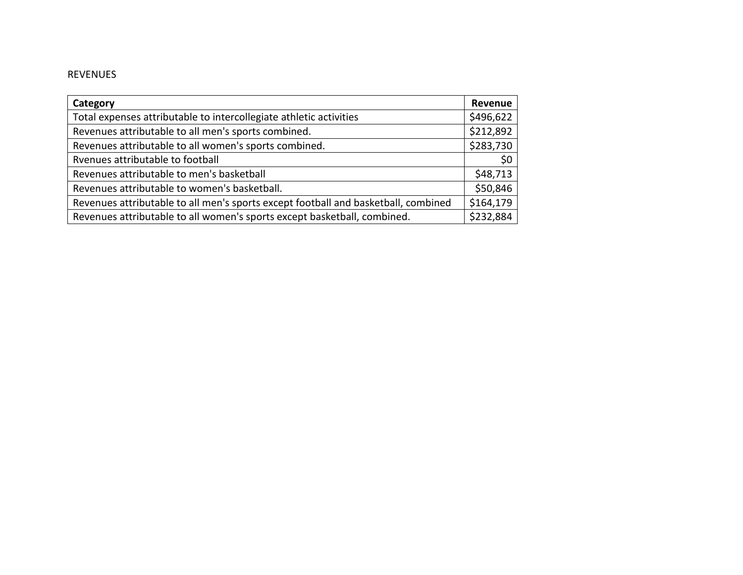REVENUES

| Category | Revenue |
|---|---|
| Total expenses attributable to intercollegiate athletic activities | $496,622 |
| Revenues attributable to all men's sports combined. | $212,892 |
| Revenues attributable to all women's sports combined. | $283,730 |
| Rvenues attributable to football | $0 |
| Revenues attributable to men's basketball | $48,713 |
| Revenues attributable to women's basketball. | $50,846 |
| Revenues attributable to all men's sports except football and basketball, combined | $164,179 |
| Revenues attributable to all women's sports except basketball, combined. | $232,884 |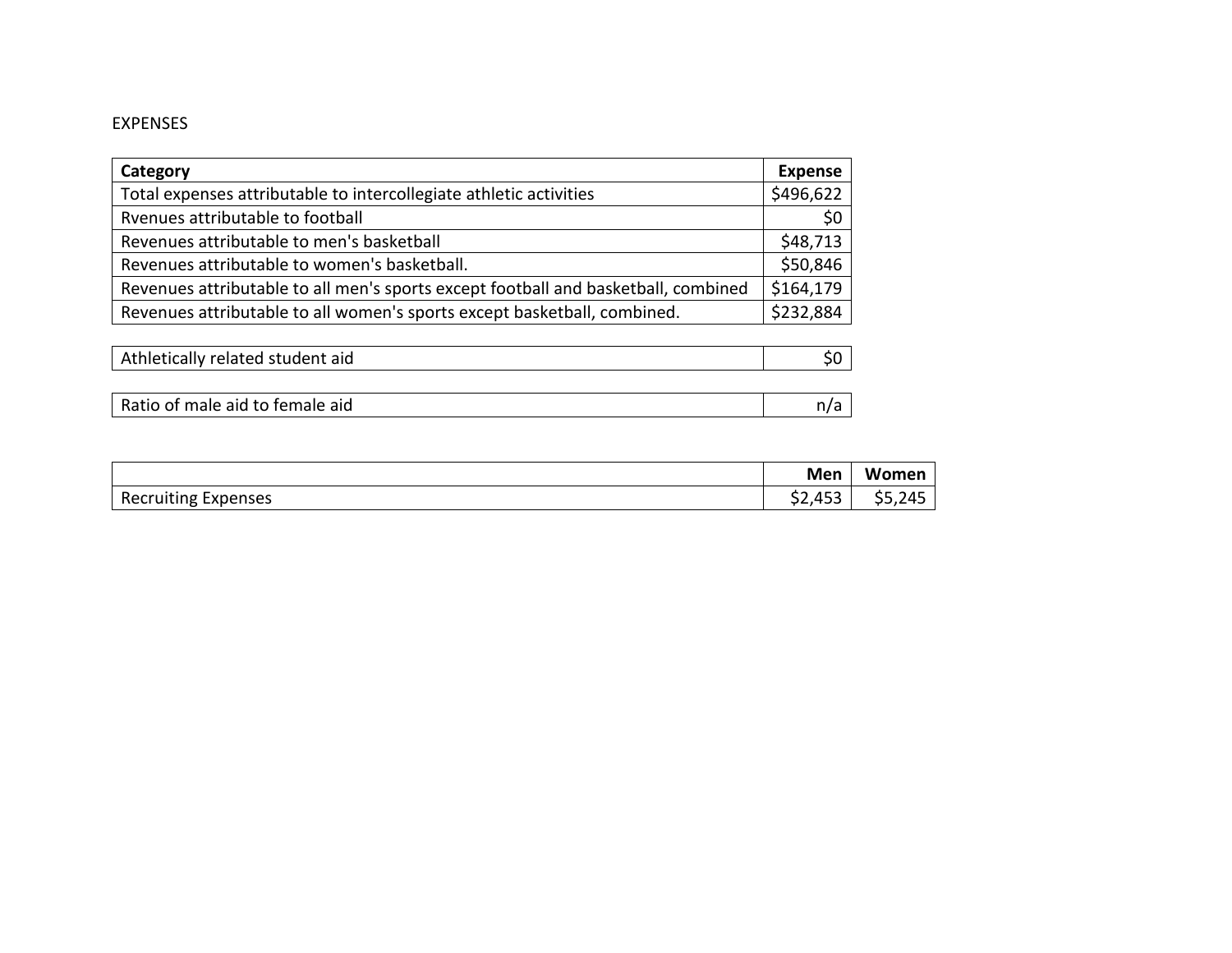EXPENSES

| Category | Expense |
| --- | --- |
| Total expenses attributable to intercollegiate athletic activities | $496,622 |
| Rvenues attributable to football | $0 |
| Revenues attributable to men's basketball | $48,713 |
| Revenues attributable to women's basketball. | $50,846 |
| Revenues attributable to all men's sports except football and basketball, combined | $164,179 |
| Revenues attributable to all women's sports except basketball, combined. | $232,884 |

| | |
| --- | --- |
| Athletically related student aid | $0 |

| | |
| --- | --- |
| Ratio of male aid to female aid | n/a |

| | Men | Women |
| --- | --- | --- |
| Recruiting Expenses | $2,453 | $5,245 |